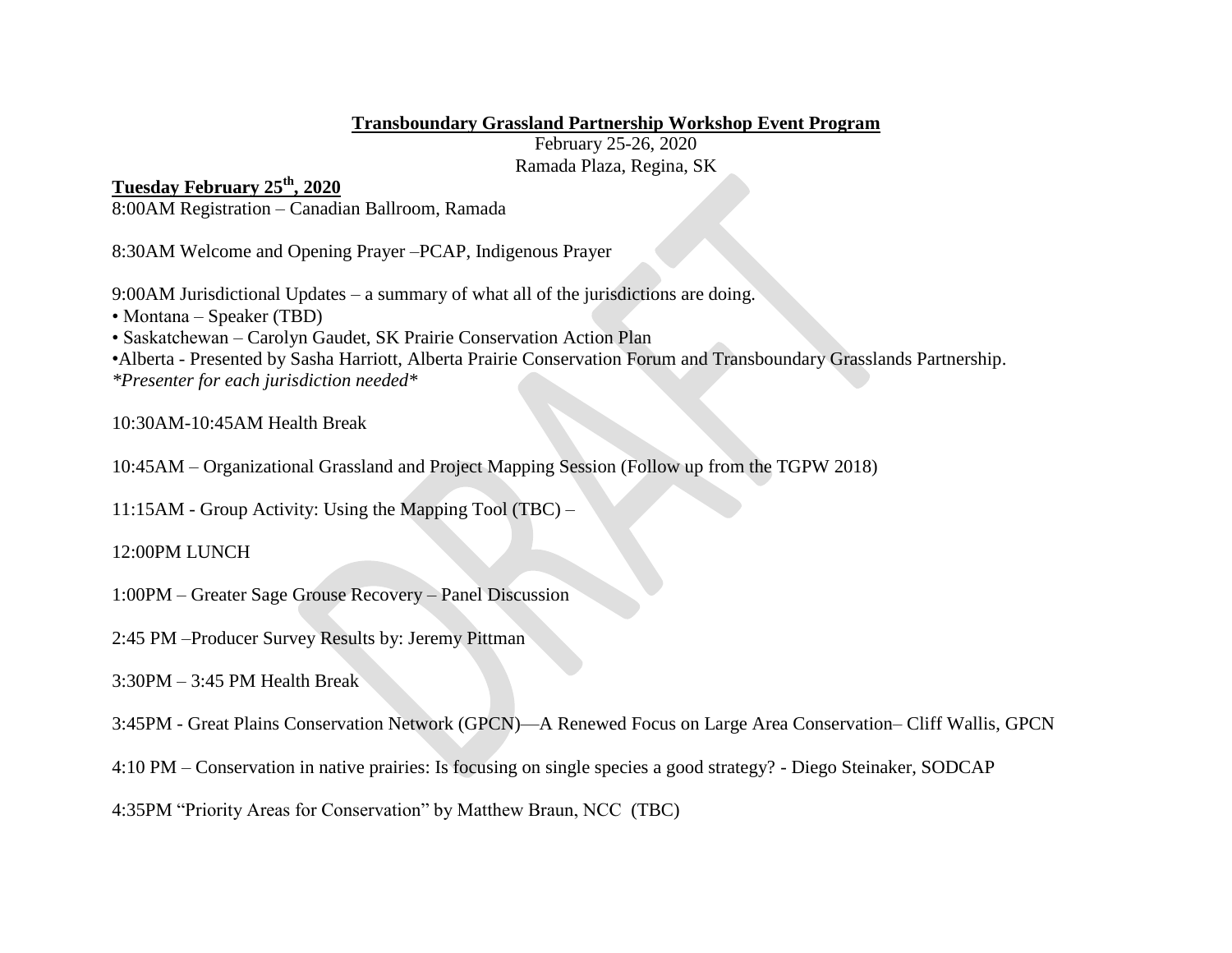**Transboundary Grassland Partnership Workshop Event Program**

February 25-26, 2020

Ramada Plaza, Regina, SK

**Tuesday February 25th, 2020**

8:00AM Registration – Canadian Ballroom, Ramada

8:30AM Welcome and Opening Prayer –PCAP, Indigenous Prayer

9:00AM Jurisdictional Updates – a summary of what all of the jurisdictions are doing.

- Montana – Speaker (TBD)
- Saskatchewan – Carolyn Gaudet, SK Prairie Conservation Action Plan
- Alberta - Presented by Sasha Harriott, Alberta Prairie Conservation Forum and Transboundary Grasslands Partnership.

*\*Presenter for each jurisdiction needed\**

10:30AM-10:45AM Health Break

10:45AM – Organizational Grassland and Project Mapping Session (Follow up from the TGPW 2018)

11:15AM - Group Activity: Using the Mapping Tool (TBC) –

12:00PM LUNCH

1:00PM – Greater Sage Grouse Recovery – Panel Discussion

2:45 PM –Producer Survey Results by: Jeremy Pittman

3:30PM – 3:45 PM Health Break

3:45PM - Great Plains Conservation Network (GPCN)—A Renewed Focus on Large Area Conservation– Cliff Wallis, GPCN

4:10 PM – Conservation in native prairies: Is focusing on single species a good strategy? - Diego Steinaker, SODCAP

4:35PM "Priority Areas for Conservation" by Matthew Braun, NCC (TBC)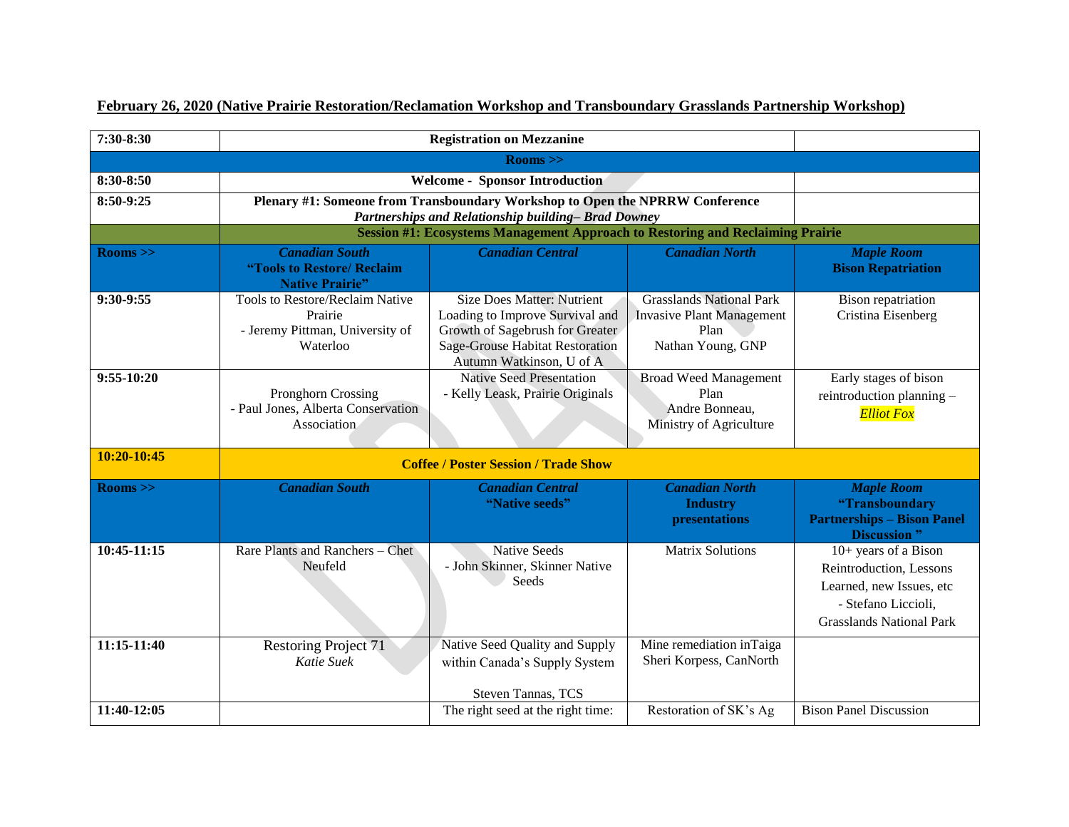**February 26, 2020 (Native Prairie Restoration/Reclamation Workshop and Transboundary Grasslands Partnership Workshop)**

| 7:30-8:30 | **Registration on Mezzanine** | | | |
|---|---|---|---|---|
| **Rooms >>** | | | | |
| **8:30-8:50** | **Welcome - Sponsor Introduction** | | | |
| **8:50-9:25** | **Plenary #1: Someone from Transboundary Workshop to Open the NPRRW Conference** ***Partnerships and Relationship building– Brad Downey*** | | | |
| | **Session #1: Ecosystems Management Approach to Restoring and Reclaiming Prairie** | | | |
| **Rooms >>** | ***Canadian South*** **"Tools to Restore/ Reclaim Native Prairie"** | ***Canadian Central*** | ***Canadian North*** | ***Maple Room*** **Bison Repatriation** |
| **9:30-9:55** | Tools to Restore/Reclaim Native Prairie - Jeremy Pittman, University of Waterloo | Size Does Matter: Nutrient Loading to Improve Survival and Growth of Sagebrush for Greater Sage-Grouse Habitat Restoration Autumn Watkinson, U of A | Grasslands National Park Invasive Plant Management Plan Nathan Young, GNP | Bison repatriation Cristina Eisenberg |
| **9:55-10:20** | Pronghorn Crossing - Paul Jones, Alberta Conservation Association | Native Seed Presentation - Kelly Leask, Prairie Originals | Broad Weed Management Plan Andre Bonneau, Ministry of Agriculture | Early stages of bison reintroduction planning – *Elliot Fox* |
| **10:20-10:45** | **Coffee / Poster Session / Trade Show** | | | |
| **Rooms >>** | ***Canadian South*** | ***Canadian Central*** **"Native seeds"** | ***Canadian North*** **Industry presentations** | ***Maple Room*** **"Transboundary Partnerships – Bison Panel Discussion "** |
| **10:45-11:15** | Rare Plants and Ranchers – Chet Neufeld | Native Seeds - John Skinner, Skinner Native Seeds | Matrix Solutions | 10+ years of a Bison Reintroduction, Lessons Learned, new Issues, etc - Stefano Liccioli, Grasslands National Park |
| **11:15-11:40** | Restoring Project 71 *Katie Suek* | Native Seed Quality and Supply within Canada's Supply System Steven Tannas, TCS | Mine remediation inTaiga Sheri Korpess, CanNorth | |
| **11:40-12:05** | | The right seed at the right time: | Restoration of SK's Ag | Bison Panel Discussion |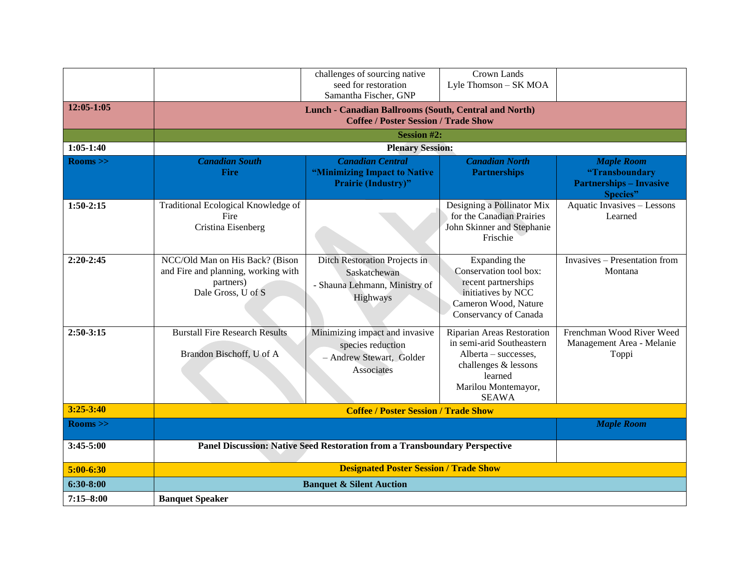| | | | | |
|---|---|---|---|---|
| | | challenges of sourcing native seed for restoration Samantha Fischer, GNP | Crown Lands Lyle Thomson – SK MOA | |
| **12:05-1:05** | **Lunch - Canadian Ballrooms (South, Central and North) Coffee / Poster Session / Trade Show** | | | |
| | **Session #2:** | | | |
| **1:05-1:40** | **Plenary Session:** | | | |
| **Rooms >>** | ***Canadian South*** **Fire** | ***Canadian Central*** **"Minimizing Impact to Native Prairie (Industry)"** | ***Canadian North*** **Partnerships** | ***Maple Room*** **"Transboundary Partnerships – Invasive Species"** |
| **1:50-2:15** | Traditional Ecological Knowledge of Fire Cristina Eisenberg | | Designing a Pollinator Mix for the Canadian Prairies John Skinner and Stephanie Frischie | Aquatic Invasives – Lessons Learned |
| **2:20-2:45** | NCC/Old Man on His Back? (Bison and Fire and planning, working with partners) Dale Gross, U of S | Ditch Restoration Projects in Saskatchewan - Shauna Lehmann, Ministry of Highways | Expanding the Conservation tool box: recent partnerships initiatives by NCC Cameron Wood, Nature Conservancy of Canada | Invasives – Presentation from Montana |
| **2:50-3:15** | Burstall Fire Research Results Brandon Bischoff, U of A | Minimizing impact and invasive species reduction – Andrew Stewart, Golder Associates | Riparian Areas Restoration in semi-arid Southeastern Alberta – successes, challenges & lessons learned Marilou Montemayor, SEAWA | Frenchman Wood River Weed Management Area - Melanie Toppi |
| **3:25-3:40** | **Coffee / Poster Session / Trade Show** | | | |
| **Rooms >>** | | | | ***Maple Room*** |
| **3:45-5:00** | **Panel Discussion: Native Seed Restoration from a Transboundary Perspective** | | | |
| **5:00-6:30** | **Designated Poster Session / Trade Show** | | | |
| **6:30-8:00** | **Banquet & Silent Auction** | | | |
| **7:15–8:00** | **Banquet Speaker** | | | |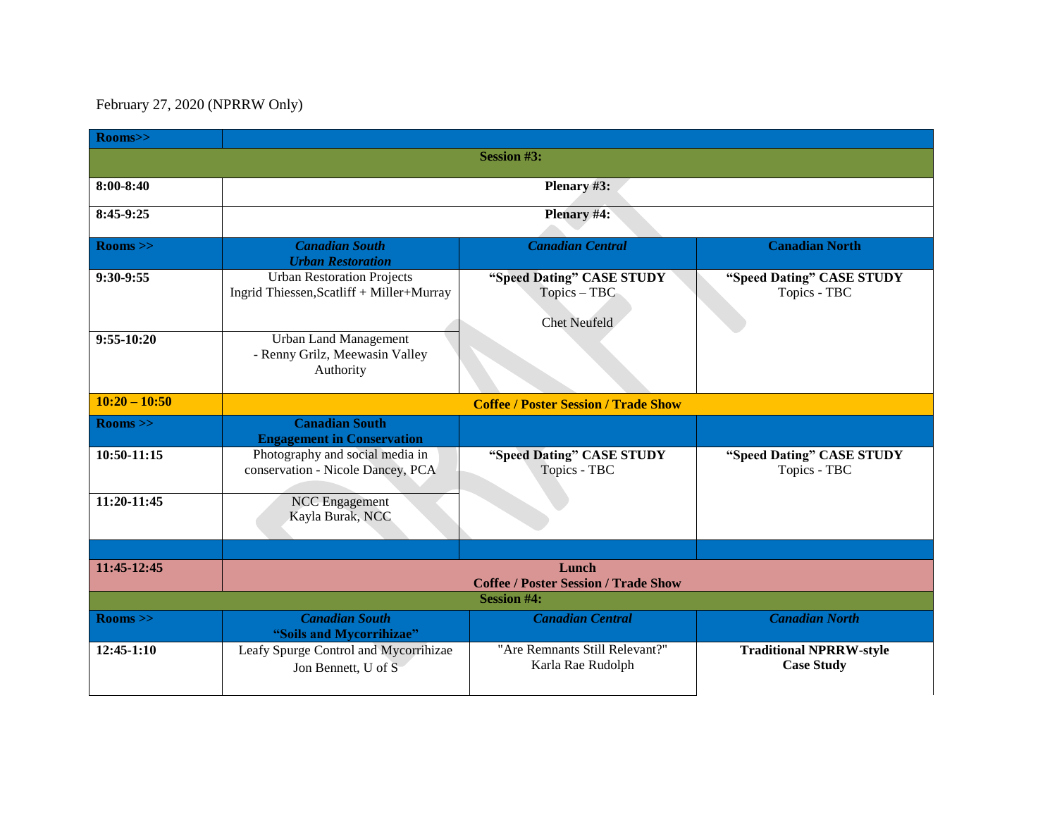February 27, 2020 (NPRRW Only)

| Rooms>> | | | |
|---|---|---|---|
| **Session #3:** | | | |
| **8:00-8:40** | **Plenary #3:** | | |
| **8:45-9:25** | **Plenary #4:** | | |
| **Rooms >>** | ***Canadian South Urban Restoration*** | ***Canadian Central*** | **Canadian North** |
| **9:30-9:55** | Urban Restoration Projects Ingrid Thiessen,Scatliff + Miller+Murray | **"Speed Dating" CASE STUDY** Topics – TBC Chet Neufeld | **"Speed Dating" CASE STUDY** Topics - TBC |
| **9:55-10:20** | Urban Land Management - Renny Grilz, Meewasin Valley Authority | | |
| **10:20 – 10:50** | **Coffee / Poster Session / Trade Show** | | |
| **Rooms >>** | **Canadian South Engagement in Conservation** | | |
| **10:50-11:15** | Photography and social media in conservation - Nicole Dancey, PCA | **"Speed Dating" CASE STUDY** Topics - TBC | **"Speed Dating" CASE STUDY** Topics - TBC |
| **11:20-11:45** | NCC Engagement Kayla Burak, NCC | | |
| | | | |
| **11:45-12:45** | **Lunch Coffee / Poster Session / Trade Show** | | |
| **Session #4:** | | | |
| **Rooms >>** | ***Canadian South "Soils and Mycorrihizae"*** | ***Canadian Central*** | ***Canadian North*** |
| **12:45-1:10** | Leafy Spurge Control and Mycorrihizae Jon Bennett, U of S | "Are Remnants Still Relevant?" Karla Rae Rudolph | **Traditional NPRRW-style Case Study** |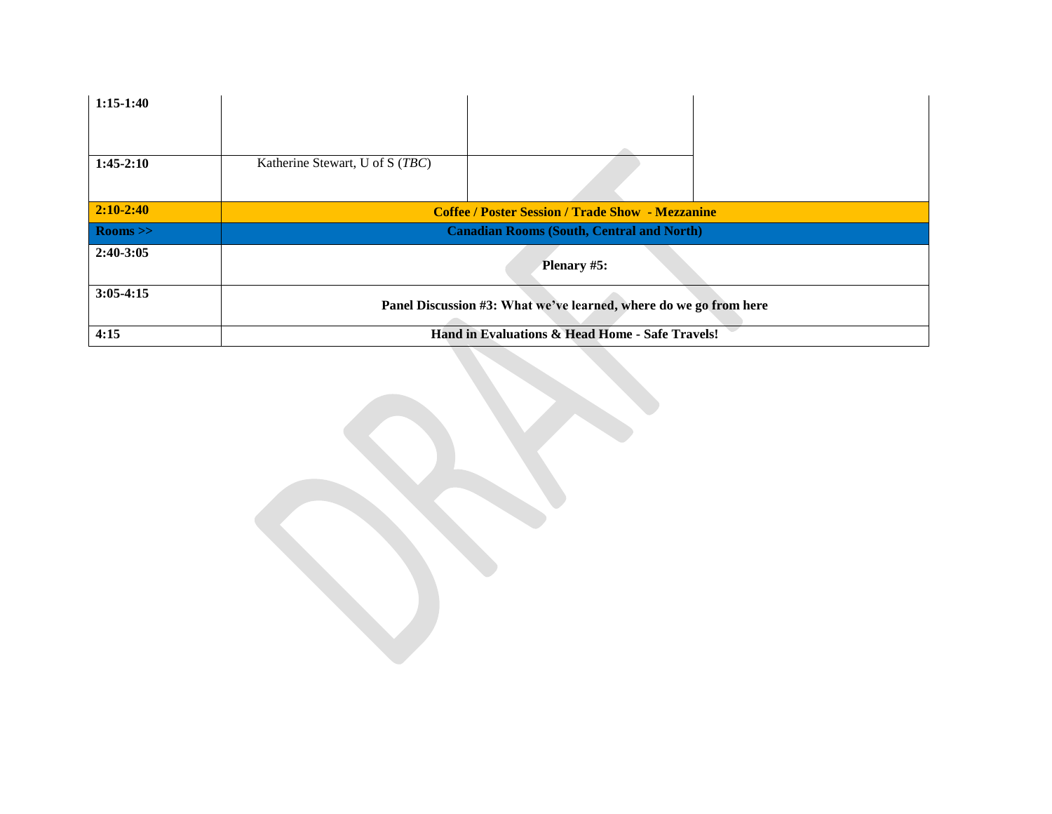| | | | |
|---|---|---|---|
| **1:15-1:40** | | | |
| **1:45-2:10** | Katherine Stewart, U of S (*TBC*) | | |
| **2:10-2:40** | **Coffee / Poster Session / Trade Show - Mezzanine** | | |
| **Rooms >>** | **Canadian Rooms (South, Central and North)** | | |
| **2:40-3:05** | **Plenary #5:** | | |
| **3:05-4:15** | **Panel Discussion #3: What we've learned, where do we go from here** | | |
| **4:15** | **Hand in Evaluations & Head Home - Safe Travels!** | | |

DRAFT